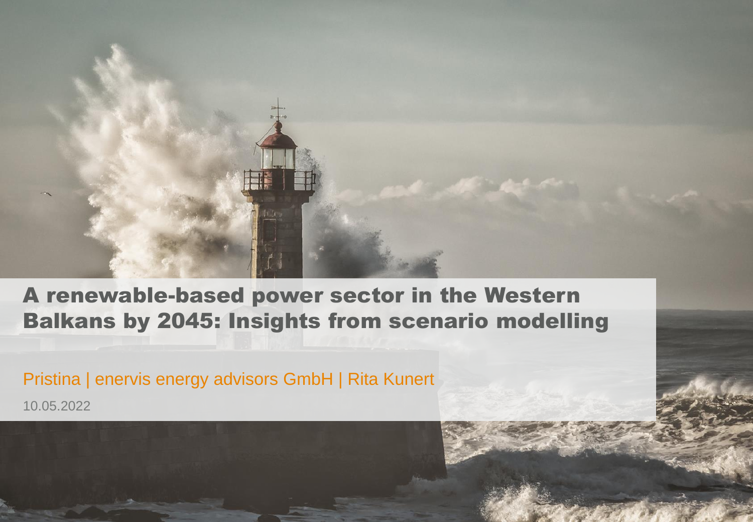# A renewable-based power sector in the Western Balkans by 2045: Insights from scenario modelling

Pristina | enervis energy advisors GmbH | Rita Kunert

10.05.2022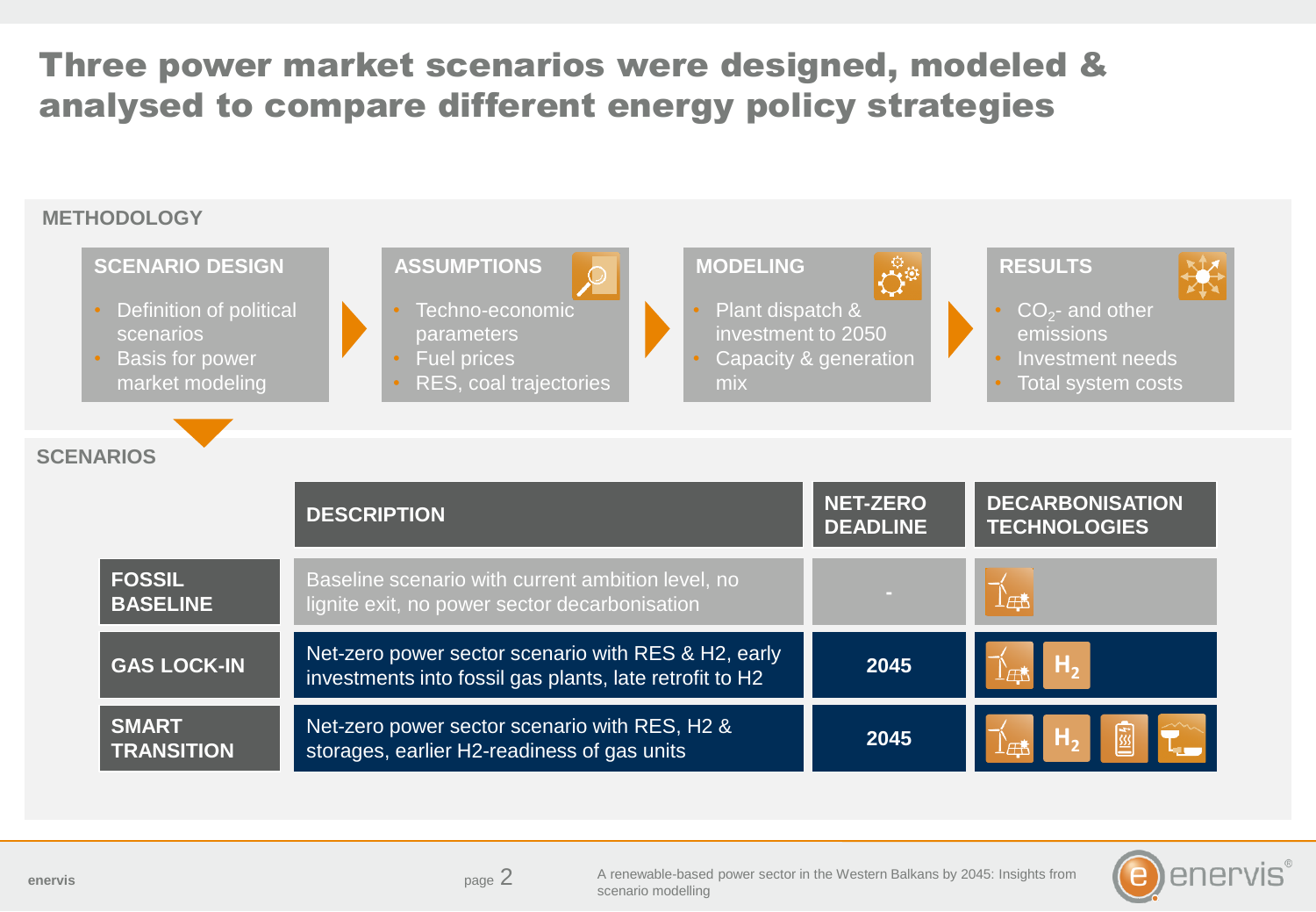# Three power market scenarios were designed, modeled & analysed to compare different energy policy strategies

## METHODOLOGY

**SCENARIO DESIGN**
- Definition of political scenarios
- Basis for power market modeling

**ASSUMPTIONS**
- Techno-economic parameters
- Fuel prices
- RES, coal trajectories

**MODELING**
- Plant dispatch & investment to 2050
- Capacity & generation mix

**RESULTS**
- $CO_2$- and other emissions
- Investment needs
- Total system costs

## SCENARIOS

| | DESCRIPTION | NET-ZERO DEADLINE | DECARBONISATION TECHNOLOGIES |
|---|---|---|---|
| **FOSSIL BASELINE** | Baseline scenario with current ambition level, no lignite exit, no power sector decarbonisation | - | RES |
| **GAS LOCK-IN** | Net-zero power sector scenario with RES & H2, early investments into fossil gas plants, late retrofit to H2 | 2045 | RES, $H_2$ |
| **SMART TRANSITION** | Net-zero power sector scenario with RES, H2 & storages, earlier H2-readiness of gas units | 2045 | RES, $H_2$, storage, hydro storage |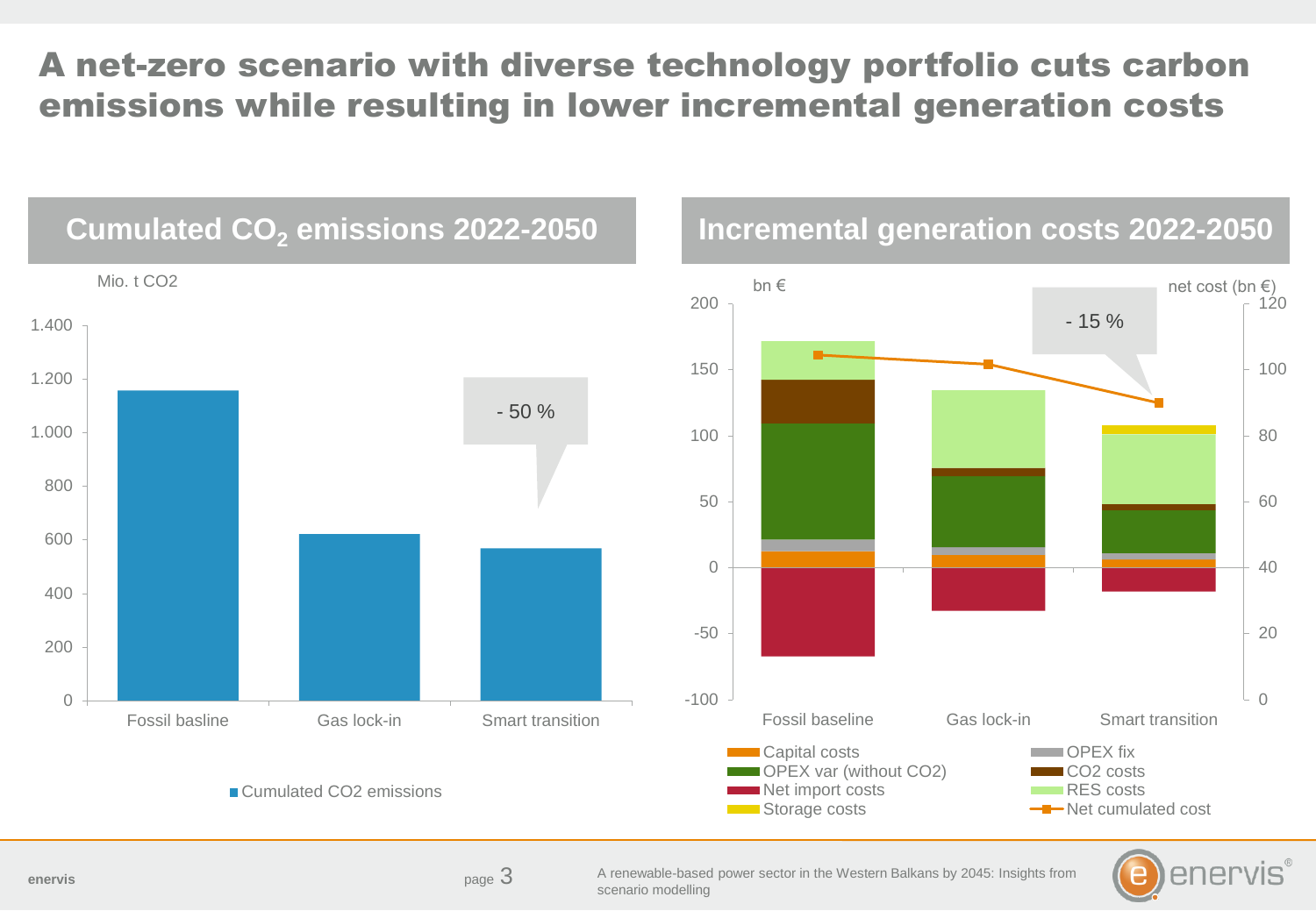# A net-zero scenario with diverse technology portfolio cuts carbon emissions while resulting in lower incremental generation costs

## Cumulated $CO_2$ emissions 2022-2050

Mio. t CO2

| | Cumulated CO2 emissions |
|---|---|
| Fossil basline | ~1.160 |
| Gas lock-in | ~620 |
| Smart transition | ~570 |

- 50 %

## Incremental generation costs 2022-2050

bn € / net cost (bn €)

- 15 %

Legend: Capital costs, OPEX fix, OPEX var (without CO2), CO2 costs, Net import costs, RES costs, Storage costs, Net cumulated cost

Categories: Fossil baseline, Gas lock-in, Smart transition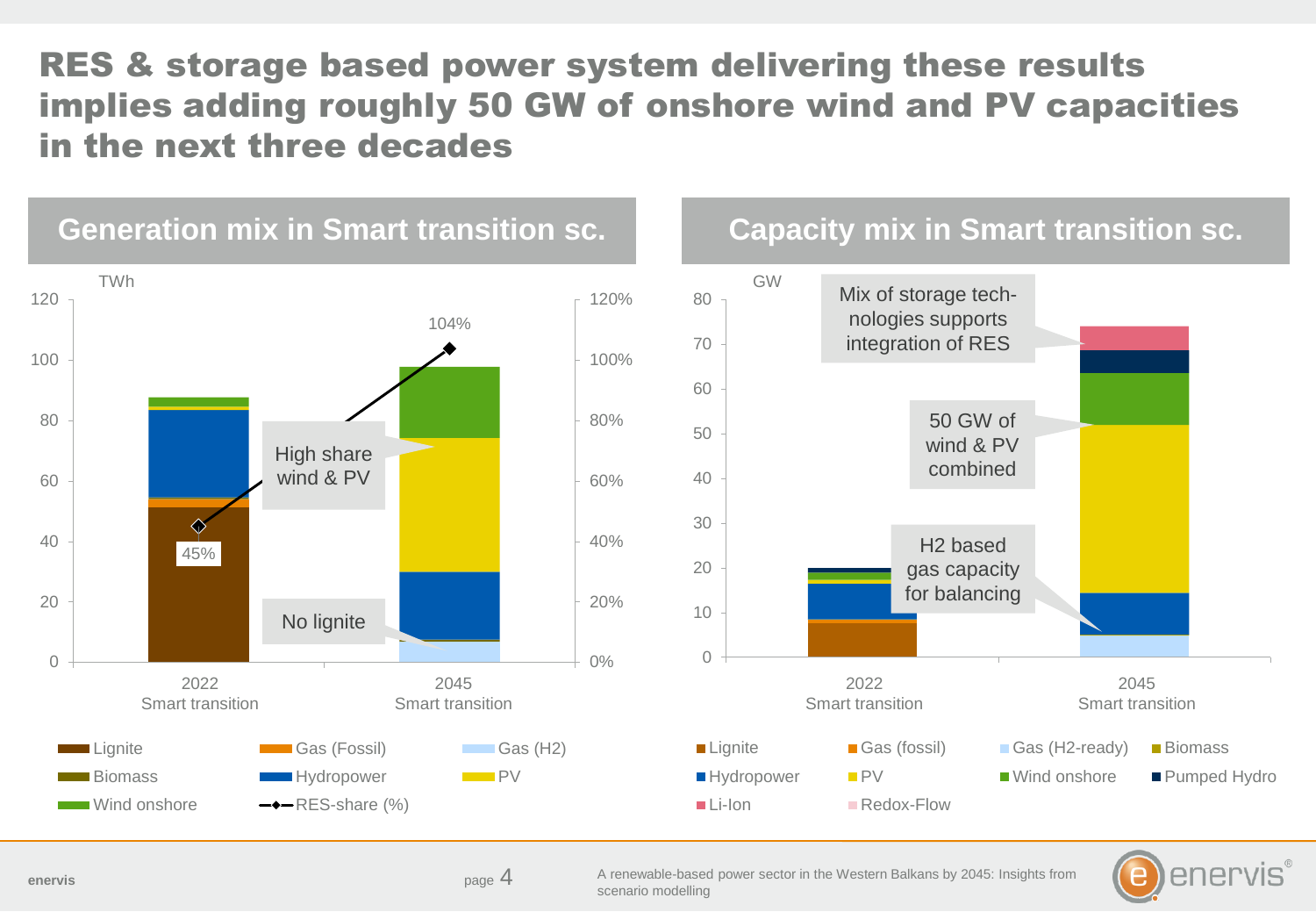# RES & storage based power system delivering these results implies adding roughly 50 GW of onshore wind and PV capacities in the next three decades

## Generation mix in Smart transition sc.

TWh

- 2022 Smart transition: RES-share 45%
- 2045 Smart transition: RES-share 104%

High share wind & PV

No lignite

Legend: Lignite, Gas (Fossil), Gas (H2), Biomass, Hydropower, PV, Wind onshore, RES-share (%)

## Capacity mix in Smart transition sc.

GW

Mix of storage technologies supports integration of RES

50 GW of wind & PV combined

H2 based gas capacity for balancing

Legend: Lignite, Gas (fossil), Gas (H2-ready), Biomass, Hydropower, PV, Wind onshore, Pumped Hydro, Li-Ion, Redox-Flow

A renewable-based power sector in the Western Balkans by 2045: Insights from scenario modelling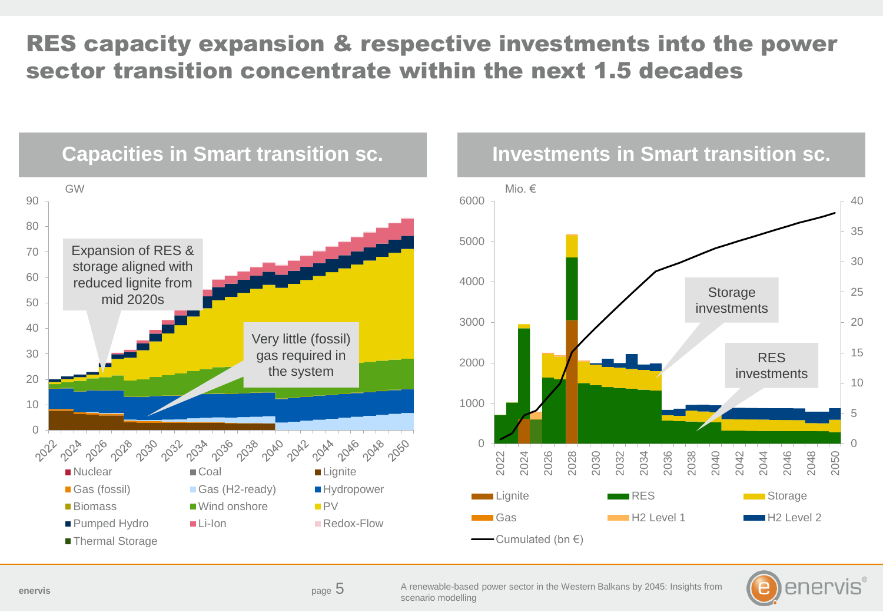# RES capacity expansion & respective investments into the power sector transition concentrate within the next 1.5 decades

## Capacities in Smart transition sc.

GW

Expansion of RES & storage aligned with reduced lignite from mid 2020s

Very little (fossil) gas required in the system

- Nuclear
- Coal
- Lignite
- Gas (fossil)
- Gas (H2-ready)
- Hydropower
- Biomass
- Wind onshore
- PV
- Pumped Hydro
- Li-Ion
- Redox-Flow
- Thermal Storage

## Investments in Smart transition sc.

Mio. €

Storage investments

RES investments

- Lignite
- RES
- Storage
- Gas
- H2 Level 1
- H2 Level 2
- Cumulated (bn €)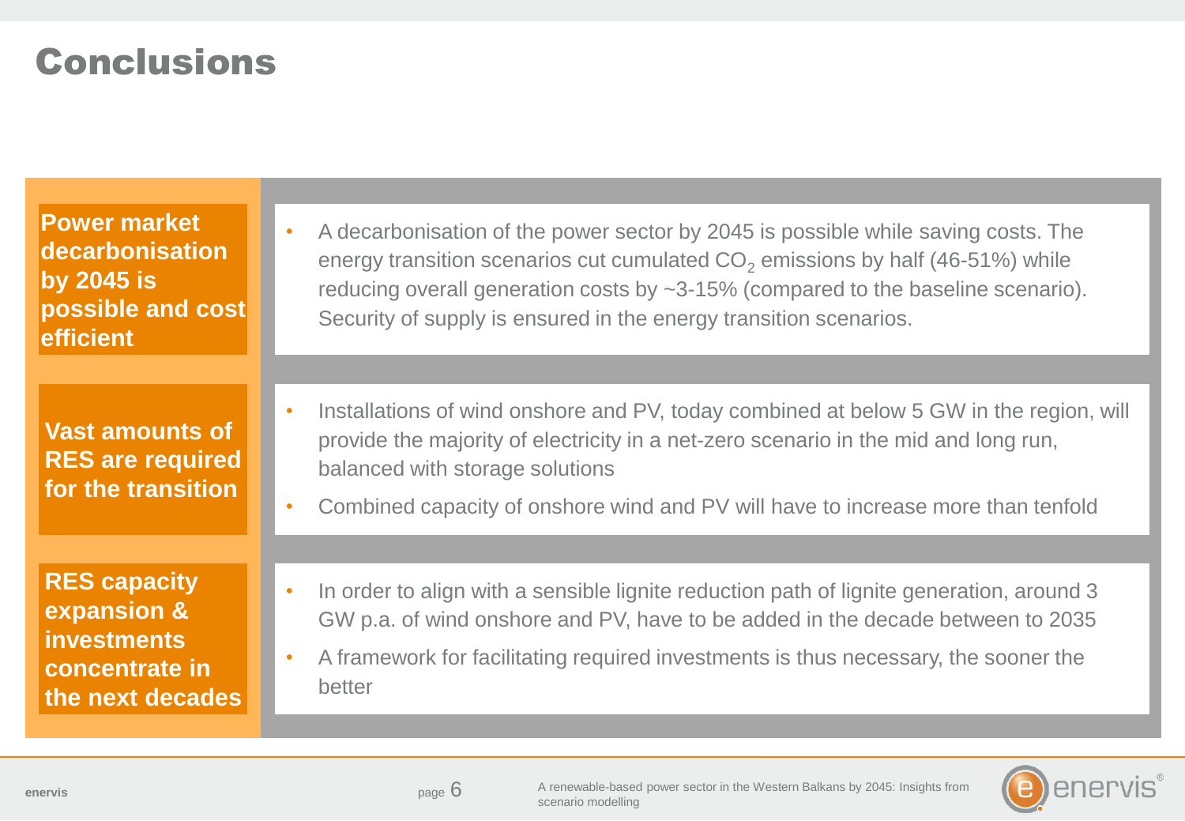# Conclusions

**Power market decarbonisation by 2045 is possible and cost efficient**

- A decarbonisation of the power sector by 2045 is possible while saving costs. The energy transition scenarios cut cumulated $CO_2$ emissions by half (46-51%) while reducing overall generation costs by ~3-15% (compared to the baseline scenario). Security of supply is ensured in the energy transition scenarios.

**Vast amounts of RES are required for the transition**

- Installations of wind onshore and PV, today combined at below 5 GW in the region, will provide the majority of electricity in a net-zero scenario in the mid and long run, balanced with storage solutions
- Combined capacity of onshore wind and PV will have to increase more than tenfold

**RES capacity expansion & investments concentrate in the next decades**

- In order to align with a sensible lignite reduction path of lignite generation, around 3 GW p.a. of wind onshore and PV, have to be added in the decade between to 2035
- A framework for facilitating required investments is thus necessary, the sooner the better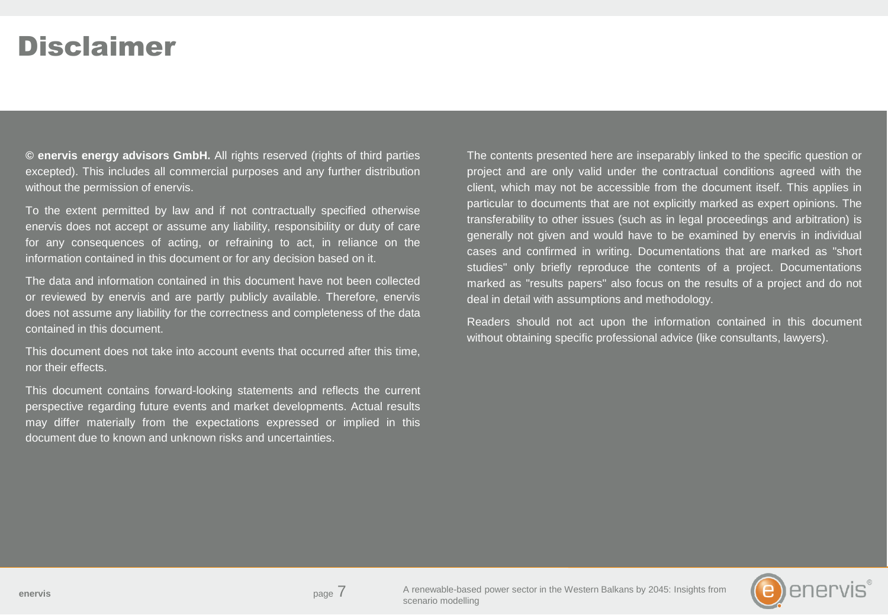# Disclaimer

**© enervis energy advisors GmbH.** All rights reserved (rights of third parties excepted). This includes all commercial purposes and any further distribution without the permission of enervis.

To the extent permitted by law and if not contractually specified otherwise enervis does not accept or assume any liability, responsibility or duty of care for any consequences of acting, or refraining to act, in reliance on the information contained in this document or for any decision based on it.

The data and information contained in this document have not been collected or reviewed by enervis and are partly publicly available. Therefore, enervis does not assume any liability for the correctness and completeness of the data contained in this document.

This document does not take into account events that occurred after this time, nor their effects.

This document contains forward-looking statements and reflects the current perspective regarding future events and market developments. Actual results may differ materially from the expectations expressed or implied in this document due to known and unknown risks and uncertainties.

The contents presented here are inseparably linked to the specific question or project and are only valid under the contractual conditions agreed with the client, which may not be accessible from the document itself. This applies in particular to documents that are not explicitly marked as expert opinions. The transferability to other issues (such as in legal proceedings and arbitration) is generally not given and would have to be examined by enervis in individual cases and confirmed in writing. Documentations that are marked as "short studies" only briefly reproduce the contents of a project. Documentations marked as "results papers" also focus on the results of a project and do not deal in detail with assumptions and methodology.

Readers should not act upon the information contained in this document without obtaining specific professional advice (like consultants, lawyers).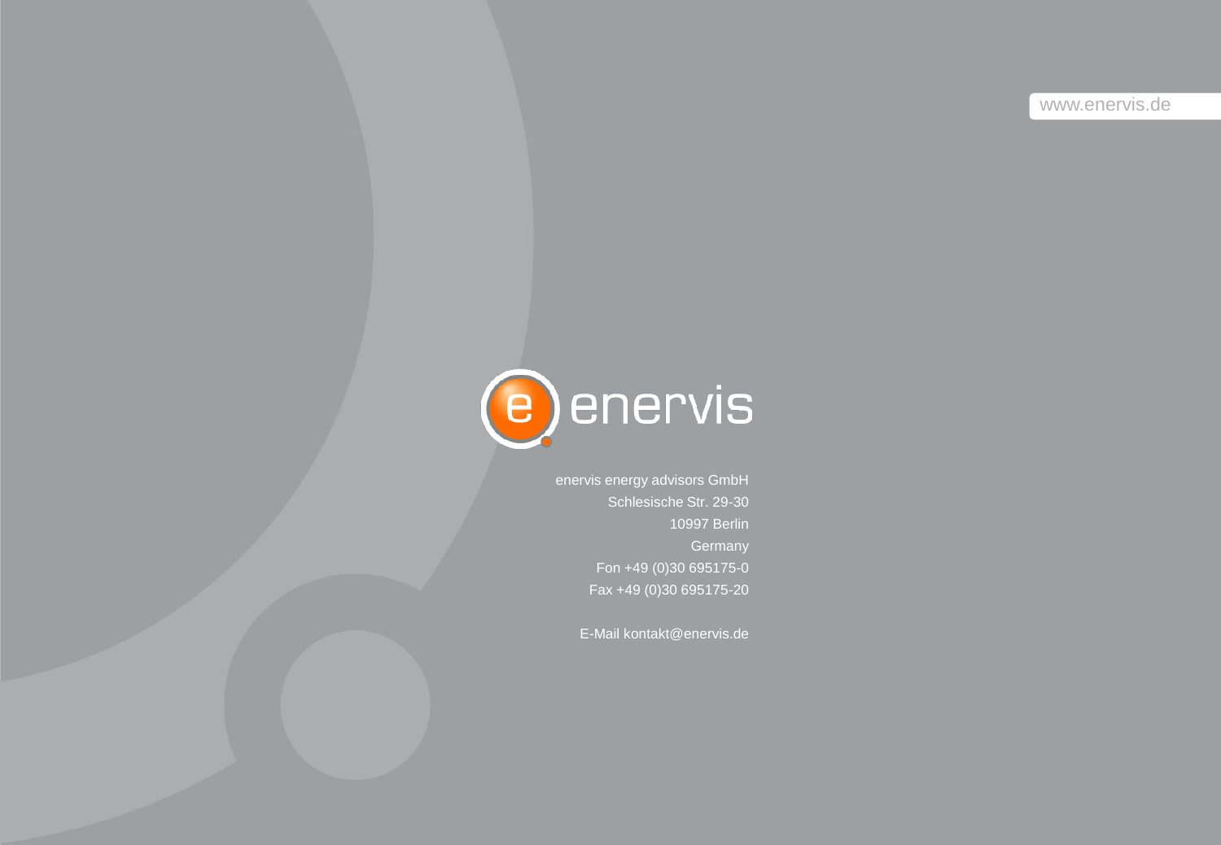www.enervis.de

enervis

enervis energy advisors GmbH
Schlesische Str. 29-30
10997 Berlin
Germany
Fon +49 (0)30 695175-0
Fax +49 (0)30 695175-20

E-Mail kontakt@enervis.de